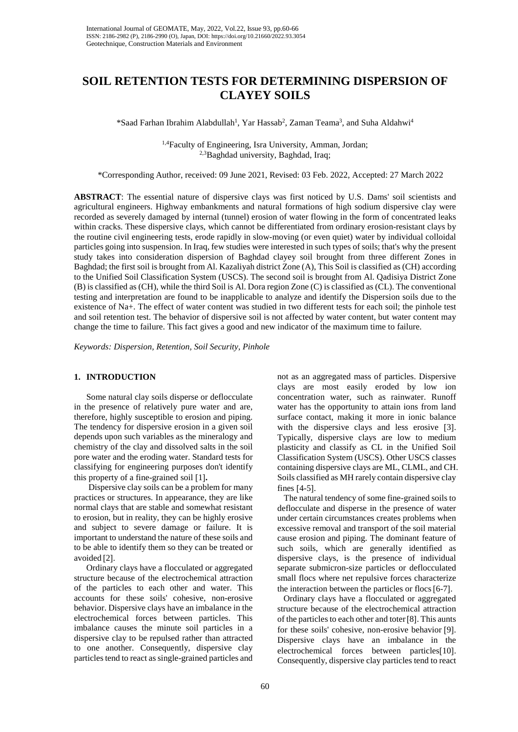# SOIL RETENTION TESTS FOR DETERMINING DISPERSION OF CLAYEY SOILS

*Saad Farhan Ibrahim Alabdullah[1], Yar Hassab[2], Zaman Teama[3], and Suha Aldahwi[4]

[1,4]Faculty of Engineering, Isra University, Amman, Jordan;
[2,3]Baghdad university, Baghdad, Iraq;

*Corresponding Author, received: 09 June 2021, Revised: 03 Feb. 2022, Accepted: 27 March 2022

**ABSTRACT**: The essential nature of dispersive clays was first noticed by U.S. Dams' soil scientists and agricultural engineers. Highway embankments and natural formations of high sodium dispersive clay were recorded as severely damaged by internal (tunnel) erosion of water flowing in the form of concentrated leaks within cracks. These dispersive clays, which cannot be differentiated from ordinary erosion-resistant clays by the routine civil engineering tests, erode rapidly in slow-moving (or even quiet) water by individual colloidal particles going into suspension. In Iraq, few studies were interested in such types of soils; that's why the present study takes into consideration dispersion of Baghdad clayey soil brought from three different Zones in Baghdad; the first soil is brought from Al. Kazaliyah district Zone (A), This Soil is classified as (CH) according to the Unified Soil Classification System (USCS). The second soil is brought from Al. Qadisiya District Zone (B) is classified as (CH), while the third Soil is Al. Dora region Zone (C) is classified as (CL). The conventional testing and interpretation are found to be inapplicable to analyze and identify the Dispersion soils due to the existence of $Na^+$. The effect of water content was studied in two different tests for each soil; the pinhole test and soil retention test. The behavior of dispersive soil is not affected by water content, but water content may change the time to failure. This fact gives a good and new indicator of the maximum time to failure.

*Keywords: Dispersion, Retention, Soil Security, Pinhole*

## 1. INTRODUCTION

Some natural clay soils disperse or deflocculate in the presence of relatively pure water and are, therefore, highly susceptible to erosion and piping. The tendency for dispersive erosion in a given soil depends upon such variables as the mineralogy and chemistry of the clay and dissolved salts in the soil pore water and the eroding water. Standard tests for classifying for engineering purposes don't identify this property of a fine-grained soil [1]**.**

Dispersive clay soils can be a problem for many practices or structures. In appearance, they are like normal clays that are stable and somewhat resistant to erosion, but in reality, they can be highly erosive and subject to severe damage or failure. It is important to understand the nature of these soils and to be able to identify them so they can be treated or avoided [2].

Ordinary clays have a flocculated or aggregated structure because of the electrochemical attraction of the particles to each other and water. This accounts for these soils' cohesive, non-erosive behavior. Dispersive clays have an imbalance in the electrochemical forces between particles. This imbalance causes the minute soil particles in a dispersive clay to be repulsed rather than attracted to one another. Consequently, dispersive clay particles tend to react as single-grained particles and not as an aggregated mass of particles. Dispersive clays are most easily eroded by low ion concentration water, such as rainwater. Runoff water has the opportunity to attain ions from land surface contact, making it more in ionic balance with the dispersive clays and less erosive [3]. Typically, dispersive clays are low to medium plasticity and classify as CL in the Unified Soil Classification System (USCS). Other USCS classes containing dispersive clays are ML, CLML, and CH. Soils classified as MH rarely contain dispersive clay fines [4-5].

The natural tendency of some fine-grained soils to deflocculate and disperse in the presence of water under certain circumstances creates problems when excessive removal and transport of the soil material cause erosion and piping. The dominant feature of such soils, which are generally identified as dispersive clays, is the presence of individual separate submicron-size particles or deflocculated small flocs where net repulsive forces characterize the interaction between the particles or flocs [6-7].

Ordinary clays have a flocculated or aggregated structure because of the electrochemical attraction of the particles to each other and toter [8]. This aunts for these soils' cohesive, non-erosive behavior [9]. Dispersive clays have an imbalance in the electrochemical forces between particles[10]. Consequently, dispersive clay particles tend to react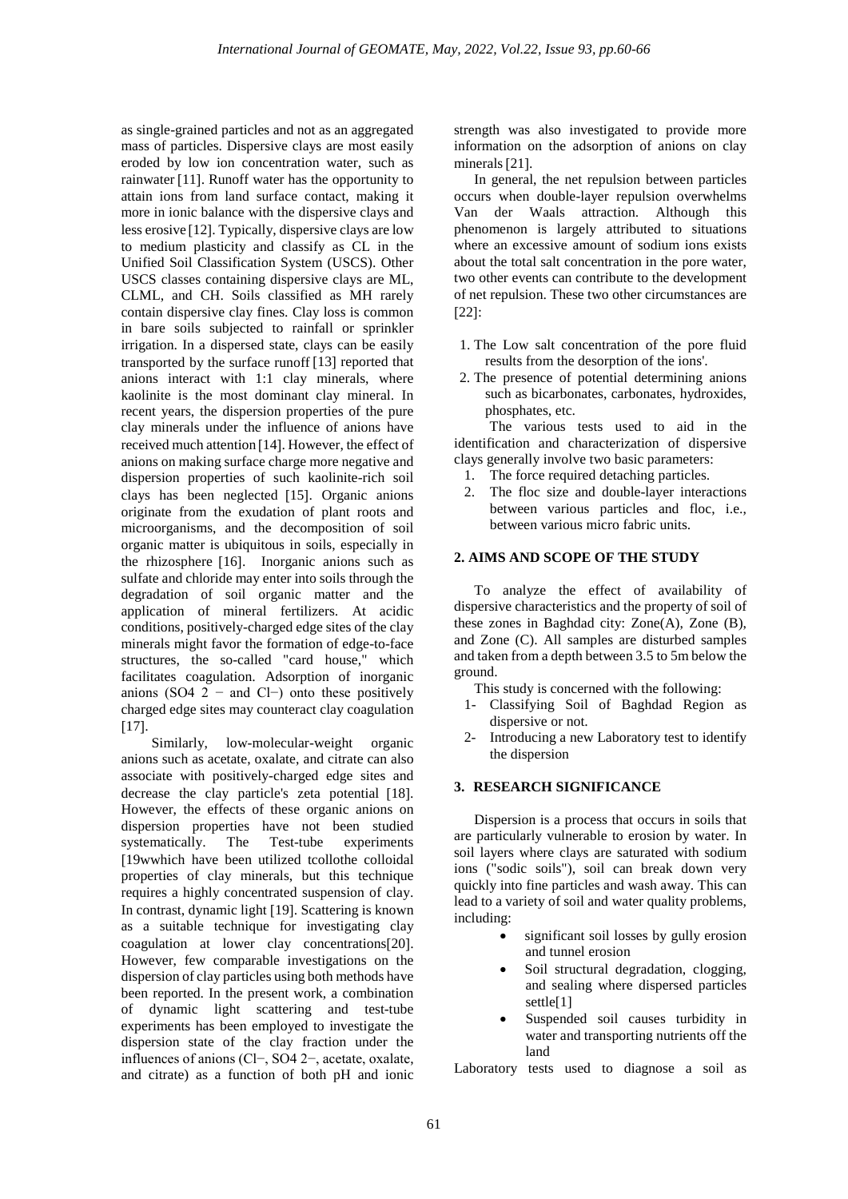as single-grained particles and not as an aggregated mass of particles. Dispersive clays are most easily eroded by low ion concentration water, such as rainwater [11]. Runoff water has the opportunity to attain ions from land surface contact, making it more in ionic balance with the dispersive clays and less erosive [12]. Typically, dispersive clays are low to medium plasticity and classify as CL in the Unified Soil Classification System (USCS). Other USCS classes containing dispersive clays are ML, CLML, and CH. Soils classified as MH rarely contain dispersive clay fines. Clay loss is common in bare soils subjected to rainfall or sprinkler irrigation. In a dispersed state, clays can be easily transported by the surface runoff [13] reported that anions interact with 1:1 clay minerals, where kaolinite is the most dominant clay mineral. In recent years, the dispersion properties of the pure clay minerals under the influence of anions have received much attention [14]. However, the effect of anions on making surface charge more negative and dispersion properties of such kaolinite-rich soil clays has been neglected [15]. Organic anions originate from the exudation of plant roots and microorganisms, and the decomposition of soil organic matter is ubiquitous in soils, especially in the rhizosphere [16]. Inorganic anions such as sulfate and chloride may enter into soils through the degradation of soil organic matter and the application of mineral fertilizers. At acidic conditions, positively-charged edge sites of the clay minerals might favor the formation of edge-to-face structures, the so-called "card house," which facilitates coagulation. Adsorption of inorganic anions ($SO_4^{2-}$ and $Cl^-$) onto these positively charged edge sites may counteract clay coagulation [17].

Similarly, low-molecular-weight organic anions such as acetate, oxalate, and citrate can also associate with positively-charged edge sites and decrease the clay particle's zeta potential [18]. However, the effects of these organic anions on dispersion properties have not been studied systematically. The Test-tube experiments [19wwhich have been utilized tcollothe colloidal properties of clay minerals, but this technique requires a highly concentrated suspension of clay. In contrast, dynamic light [19]. Scattering is known as a suitable technique for investigating clay coagulation at lower clay concentrations[20]. However, few comparable investigations on the dispersion of clay particles using both methods have been reported. In the present work, a combination of dynamic light scattering and test-tube experiments has been employed to investigate the dispersion state of the clay fraction under the influences of anions ($Cl^-$, $SO_4^{2-}$, acetate, oxalate, and citrate) as a function of both pH and ionic strength was also investigated to provide more information on the adsorption of anions on clay minerals [21].

In general, the net repulsion between particles occurs when double-layer repulsion overwhelms Van der Waals attraction. Although this phenomenon is largely attributed to situations where an excessive amount of sodium ions exists about the total salt concentration in the pore water, two other events can contribute to the development of net repulsion. These two other circumstances are [22]:

1. The Low salt concentration of the pore fluid results from the desorption of the ions'.
2. The presence of potential determining anions such as bicarbonates, carbonates, hydroxides, phosphates, etc.

The various tests used to aid in the identification and characterization of dispersive clays generally involve two basic parameters:

1. The force required detaching particles.
2. The floc size and double-layer interactions between various particles and floc, i.e., between various micro fabric units.

## 2. AIMS AND SCOPE OF THE STUDY

To analyze the effect of availability of dispersive characteristics and the property of soil of these zones in Baghdad city: Zone(A), Zone (B), and Zone (C). All samples are disturbed samples and taken from a depth between 3.5 to 5m below the ground.

This study is concerned with the following:

1- Classifying Soil of Baghdad Region as dispersive or not.
2- Introducing a new Laboratory test to identify the dispersion

## 3. RESEARCH SIGNIFICANCE

Dispersion is a process that occurs in soils that are particularly vulnerable to erosion by water. In soil layers where clays are saturated with sodium ions ("sodic soils"), soil can break down very quickly into fine particles and wash away. This can lead to a variety of soil and water quality problems, including:

- significant soil losses by gully erosion and tunnel erosion
- Soil structural degradation, clogging, and sealing where dispersed particles settle[1]
- Suspended soil causes turbidity in water and transporting nutrients off the land

Laboratory tests used to diagnose a soil as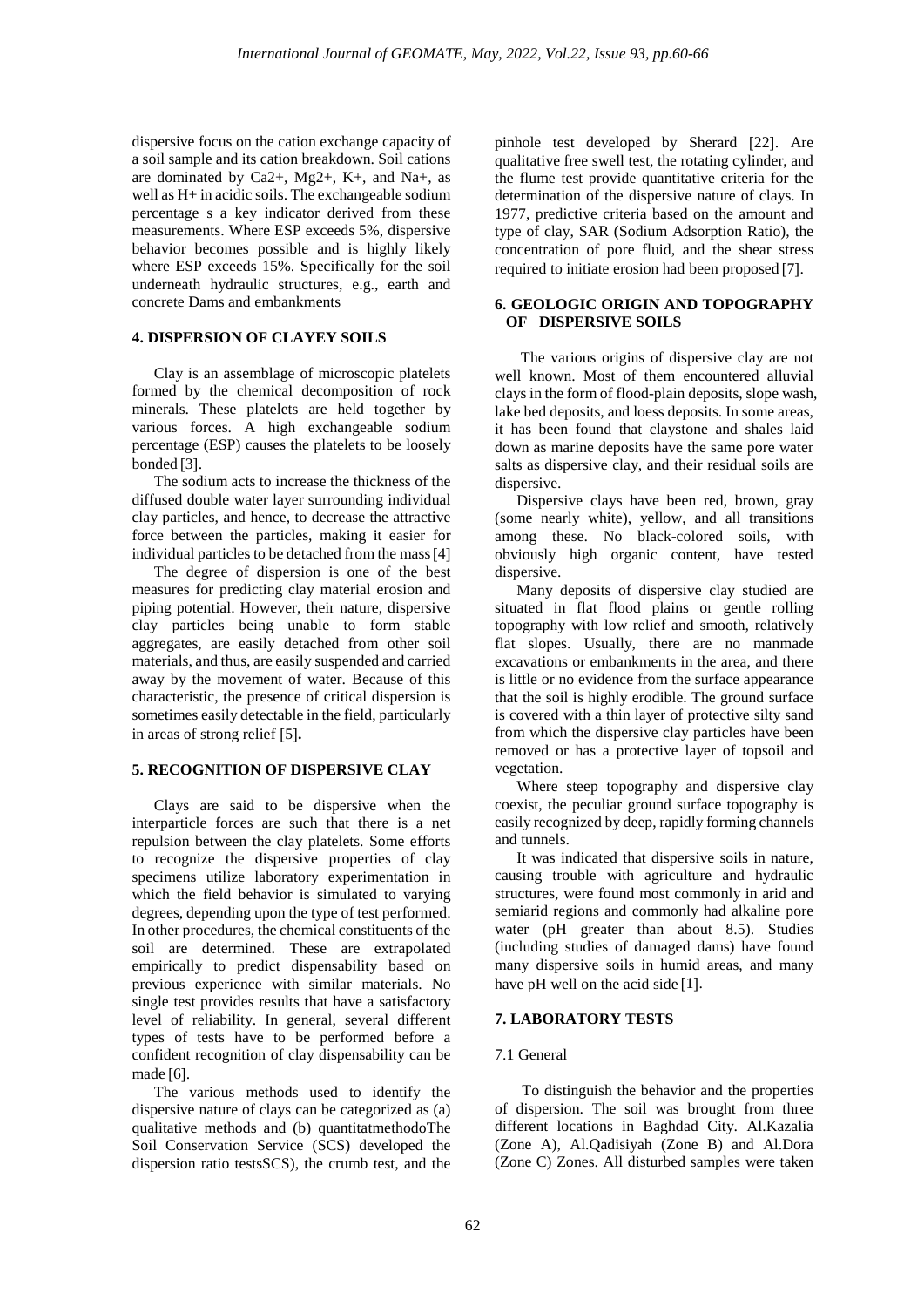dispersive focus on the cation exchange capacity of a soil sample and its cation breakdown. Soil cations are dominated by $Ca^{2+}$, $Mg^{2+}$, $K^{+}$, and $Na^{+}$, as well as $H^{+}$ in acidic soils. The exchangeable sodium percentage s a key indicator derived from these measurements. Where ESP exceeds 5%, dispersive behavior becomes possible and is highly likely where ESP exceeds 15%. Specifically for the soil underneath hydraulic structures, e.g., earth and concrete Dams and embankments

## 4. DISPERSION OF CLAYEY SOILS

Clay is an assemblage of microscopic platelets formed by the chemical decomposition of rock minerals. These platelets are held together by various forces. A high exchangeable sodium percentage (ESP) causes the platelets to be loosely bonded [3].

The sodium acts to increase the thickness of the diffused double water layer surrounding individual clay particles, and hence, to decrease the attractive force between the particles, making it easier for individual particles to be detached from the mass [4]

The degree of dispersion is one of the best measures for predicting clay material erosion and piping potential. However, their nature, dispersive clay particles being unable to form stable aggregates, are easily detached from other soil materials, and thus, are easily suspended and carried away by the movement of water. Because of this characteristic, the presence of critical dispersion is sometimes easily detectable in the field, particularly in areas of strong relief [5].

## 5. RECOGNITION OF DISPERSIVE CLAY

Clays are said to be dispersive when the interparticle forces are such that there is a net repulsion between the clay platelets. Some efforts to recognize the dispersive properties of clay specimens utilize laboratory experimentation in which the field behavior is simulated to varying degrees, depending upon the type of test performed. In other procedures, the chemical constituents of the soil are determined. These are extrapolated empirically to predict dispensability based on previous experience with similar materials. No single test provides results that have a satisfactory level of reliability. In general, several different types of tests have to be performed before a confident recognition of clay dispensability can be made [6].

The various methods used to identify the dispersive nature of clays can be categorized as (a) qualitative methods and (b) quantitatmethodoThe Soil Conservation Service (SCS) developed the dispersion ratio testsSCS), the crumb test, and the pinhole test developed by Sherard [22]. Are qualitative free swell test, the rotating cylinder, and the flume test provide quantitative criteria for the determination of the dispersive nature of clays. In 1977, predictive criteria based on the amount and type of clay, SAR (Sodium Adsorption Ratio), the concentration of pore fluid, and the shear stress required to initiate erosion had been proposed [7].

## 6. GEOLOGIC ORIGIN AND TOPOGRAPHY OF DISPERSIVE SOILS

The various origins of dispersive clay are not well known. Most of them encountered alluvial clays in the form of flood-plain deposits, slope wash, lake bed deposits, and loess deposits. In some areas, it has been found that claystone and shales laid down as marine deposits have the same pore water salts as dispersive clay, and their residual soils are dispersive.

Dispersive clays have been red, brown, gray (some nearly white), yellow, and all transitions among these. No black-colored soils, with obviously high organic content, have tested dispersive.

Many deposits of dispersive clay studied are situated in flat flood plains or gentle rolling topography with low relief and smooth, relatively flat slopes. Usually, there are no manmade excavations or embankments in the area, and there is little or no evidence from the surface appearance that the soil is highly erodible. The ground surface is covered with a thin layer of protective silty sand from which the dispersive clay particles have been removed or has a protective layer of topsoil and vegetation.

Where steep topography and dispersive clay coexist, the peculiar ground surface topography is easily recognized by deep, rapidly forming channels and tunnels.

It was indicated that dispersive soils in nature, causing trouble with agriculture and hydraulic structures, were found most commonly in arid and semiarid regions and commonly had alkaline pore water (pH greater than about 8.5). Studies (including studies of damaged dams) have found many dispersive soils in humid areas, and many have pH well on the acid side [1].

## 7. LABORATORY TESTS

### 7.1 General

To distinguish the behavior and the properties of dispersion. The soil was brought from three different locations in Baghdad City. Al.Kazalia (Zone A), Al.Qadisiyah (Zone B) and Al.Dora (Zone C) Zones. All disturbed samples were taken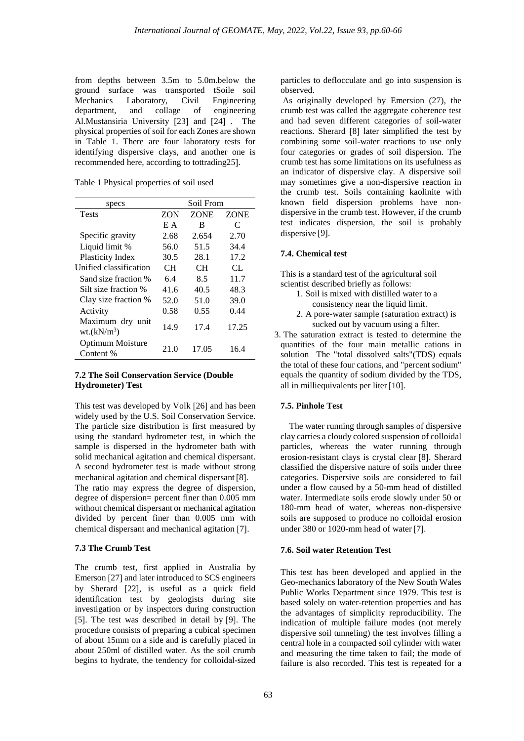from depths between 3.5m to 5.0m.below the ground surface was transported tSoile soil Mechanics Laboratory, Civil Engineering department, and collage of engineering Al.Mustansiria University [23] and [24] . The physical properties of soil for each Zones are shown in Table 1. There are four laboratory tests for identifying dispersive clays, and another one is recommended here, according to tottrading25].

Table 1 Physical properties of soil used

| specs | Soil From | | |
|---|---|---|---|
| Tests | ZON E A | ZONE B | ZONE C |
| Specific gravity | 2.68 | 2.654 | 2.70 |
| Liquid limit % | 56.0 | 51.5 | 34.4 |
| Plasticity Index | 30.5 | 28.1 | 17.2 |
| Unified classification | CH | CH | CL |
| Sand size fraction % | 6.4 | 8.5 | 11.7 |
| Silt size fraction % | 41.6 | 40.5 | 48.3 |
| Clay size fraction % | 52.0 | 51.0 | 39.0 |
| Activity | 0.58 | 0.55 | 0.44 |
| Maximum dry unit wt.($kN/m^3$) | 14.9 | 17.4 | 17.25 |
| Optimum Moisture Content % | 21.0 | 17.05 | 16.4 |

### 7.2 The Soil Conservation Service (Double Hydrometer) Test

This test was developed by Volk [26] and has been widely used by the U.S. Soil Conservation Service. The particle size distribution is first measured by using the standard hydrometer test, in which the sample is dispersed in the hydrometer bath with solid mechanical agitation and chemical dispersant. A second hydrometer test is made without strong mechanical agitation and chemical dispersant [8].

The ratio may express the degree of dispersion, degree of dispersion= percent finer than 0.005 mm without chemical dispersant or mechanical agitation divided by percent finer than 0.005 mm with chemical dispersant and mechanical agitation [7].

### 7.3 The Crumb Test

The crumb test, first applied in Australia by Emerson [27] and later introduced to SCS engineers by Sherard [22], is useful as a quick field identification test by geologists during site investigation or by inspectors during construction [5]. The test was described in detail by [9]. The procedure consists of preparing a cubical specimen of about 15mm on a side and is carefully placed in about 250ml of distilled water. As the soil crumb begins to hydrate, the tendency for colloidal-sized particles to deflocculate and go into suspension is observed.

As originally developed by Emersion (27), the crumb test was called the aggregate coherence test and had seven different categories of soil-water reactions. Sherard [8] later simplified the test by combining some soil-water reactions to use only four categories or grades of soil dispersion. The crumb test has some limitations on its usefulness as an indicator of dispersive clay. A dispersive soil may sometimes give a non-dispersive reaction in the crumb test. Soils containing kaolinite with known field dispersion problems have non-dispersive in the crumb test. However, if the crumb test indicates dispersion, the soil is probably dispersive [9].

### 7.4. Chemical test

This is a standard test of the agricultural soil scientist described briefly as follows:

1. Soil is mixed with distilled water to a consistency near the liquid limit.
2. A pore-water sample (saturation extract) is sucked out by vacuum using a filter.
3. The saturation extract is tested to determine the quantities of the four main metallic cations in solution The "total dissolved salts"(TDS) equals the total of these four cations, and "percent sodium" equals the quantity of sodium divided by the TDS, all in milliequivalents per liter [10].

### 7.5. Pinhole Test

The water running through samples of dispersive clay carries a cloudy colored suspension of colloidal particles, whereas the water running through erosion-resistant clays is crystal clear [8]. Sherard classified the dispersive nature of soils under three categories. Dispersive soils are considered to fail under a flow caused by a 50-mm head of distilled water. Intermediate soils erode slowly under 50 or 180-mm head of water, whereas non-dispersive soils are supposed to produce no colloidal erosion under 380 or 1020-mm head of water [7].

### 7.6. Soil water Retention Test

This test has been developed and applied in the Geo-mechanics laboratory of the New South Wales Public Works Department since 1979. This test is based solely on water-retention properties and has the advantages of simplicity reproducibility. The indication of multiple failure modes (not merely dispersive soil tunneling) the test involves filling a central hole in a compacted soil cylinder with water and measuring the time taken to fail; the mode of failure is also recorded. This test is repeated for a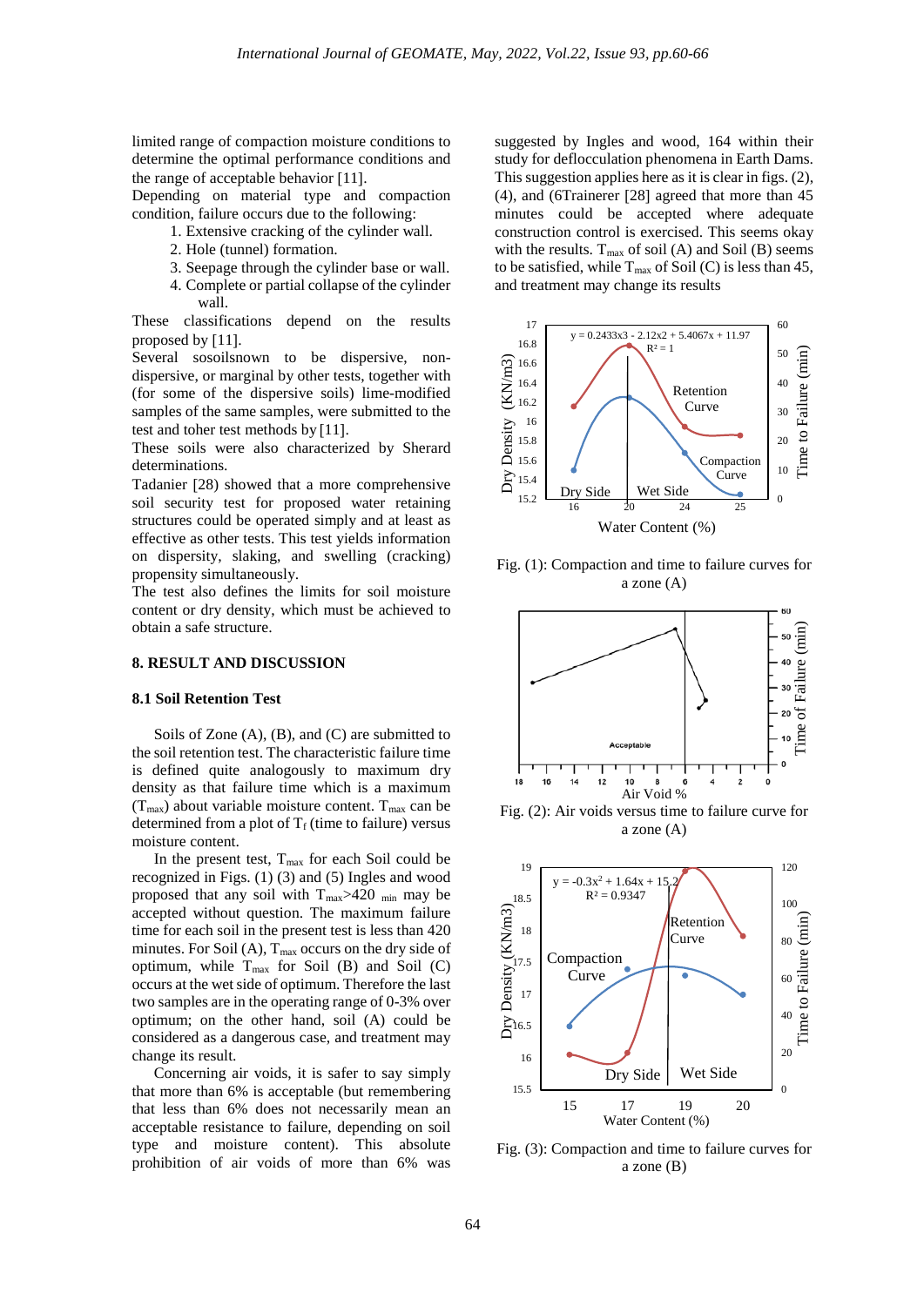limited range of compaction moisture conditions to determine the optimal performance conditions and the range of acceptable behavior [11].

Depending on material type and compaction condition, failure occurs due to the following:

1. Extensive cracking of the cylinder wall.
2. Hole (tunnel) formation.
3. Seepage through the cylinder base or wall.
4. Complete or partial collapse of the cylinder wall.

These classifications depend on the results proposed by [11].

Several sosoilsnown to be dispersive, non-dispersive, or marginal by other tests, together with (for some of the dispersive soils) lime-modified samples of the same samples, were submitted to the test and toher test methods by [11].

These soils were also characterized by Sherard determinations.

Tadanier [28] showed that a more comprehensive soil security test for proposed water retaining structures could be operated simply and at least as effective as other tests. This test yields information on dispersity, slaking, and swelling (cracking) propensity simultaneously.

The test also defines the limits for soil moisture content or dry density, which must be achieved to obtain a safe structure.

## 8. RESULT AND DISCUSSION

### 8.1 Soil Retention Test

Soils of Zone (A), (B), and (C) are submitted to the soil retention test. The characteristic failure time is defined quite analogously to maximum dry density as that failure time which is a maximum ($T_{max}$) about variable moisture content. $T_{max}$ can be determined from a plot of $T_f$ (time to failure) versus moisture content.

In the present test, $T_{max}$ for each Soil could be recognized in Figs. (1) (3) and (5) Ingles and wood proposed that any soil with $T_{max}$>420 $_{min}$ may be accepted without question. The maximum failure time for each soil in the present test is less than 420 minutes. For Soil (A), $T_{max}$ occurs on the dry side of optimum, while $T_{max}$ for Soil (B) and Soil (C) occurs at the wet side of optimum. Therefore the last two samples are in the operating range of 0-3% over optimum; on the other hand, soil (A) could be considered as a dangerous case, and treatment may change its result.

Concerning air voids, it is safer to say simply that more than 6% is acceptable (but remembering that less than 6% does not necessarily mean an acceptable resistance to failure, depending on soil type and moisture content). This absolute prohibition of air voids of more than 6% was suggested by Ingles and wood, 164 within their study for deflocculation phenomena in Earth Dams. This suggestion applies here as it is clear in figs. (2), (4), and (6Trainerer [28] agreed that more than 45 minutes could be accepted where adequate construction control is exercised. This seems okay with the results. $T_{max}$ of soil (A) and Soil (B) seems to be satisfied, while $T_{max}$ of Soil (C) is less than 45, and treatment may change its results

Fig. (1): Compaction and time to failure curves for a zone (A)

Fig. (2): Air voids versus time to failure curve for a zone (A)

Fig. (3): Compaction and time to failure curves for a zone (B)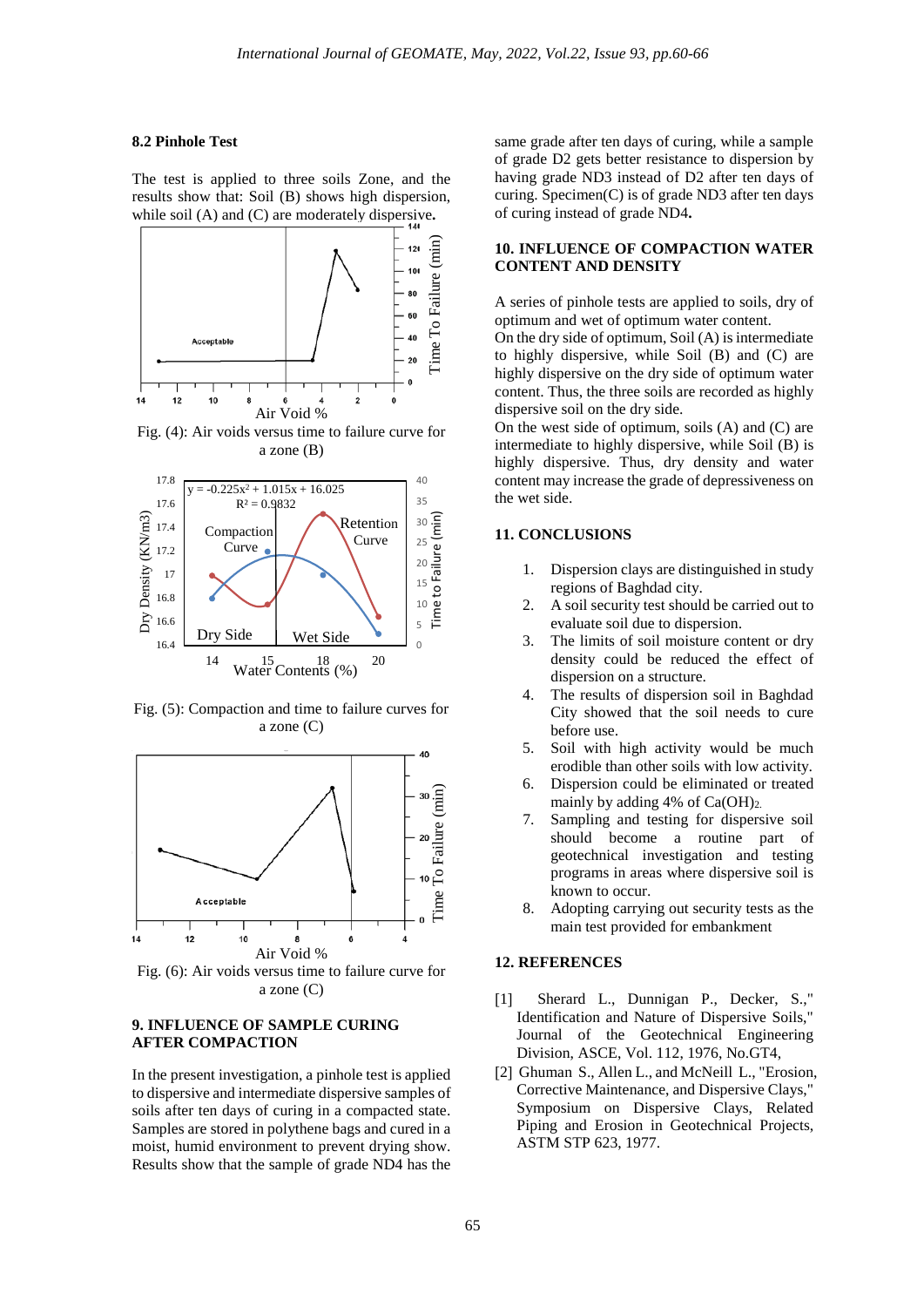### 8.2 Pinhole Test

The test is applied to three soils Zone, and the results show that: Soil (B) shows high dispersion, while soil (A) and (C) are moderately dispersive.

Fig. (4): Air voids versus time to failure curve for a zone (B)

Fig. (5): Compaction and time to failure curves for a zone (C)

Fig. (6): Air voids versus time to failure curve for a zone (C)

### 9. INFLUENCE OF SAMPLE CURING AFTER COMPACTION

In the present investigation, a pinhole test is applied to dispersive and intermediate dispersive samples of soils after ten days of curing in a compacted state. Samples are stored in polythene bags and cured in a moist, humid environment to prevent drying show. Results show that the sample of grade ND4 has the same grade after ten days of curing, while a sample of grade D2 gets better resistance to dispersion by having grade ND3 instead of D2 after ten days of curing. Specimen(C) is of grade ND3 after ten days of curing instead of grade ND4.

### 10. INFLUENCE OF COMPACTION WATER CONTENT AND DENSITY

A series of pinhole tests are applied to soils, dry of optimum and wet of optimum water content.

On the dry side of optimum, Soil (A) is intermediate to highly dispersive, while Soil (B) and (C) are highly dispersive on the dry side of optimum water content. Thus, the three soils are recorded as highly dispersive soil on the dry side.

On the west side of optimum, soils (A) and (C) are intermediate to highly dispersive, while Soil (B) is highly dispersive. Thus, dry density and water content may increase the grade of depressiveness on the wet side.

### 11. CONCLUSIONS

1. Dispersion clays are distinguished in study regions of Baghdad city.
2. A soil security test should be carried out to evaluate soil due to dispersion.
3. The limits of soil moisture content or dry density could be reduced the effect of dispersion on a structure.
4. The results of dispersion soil in Baghdad City showed that the soil needs to cure before use.
5. Soil with high activity would be much erodible than other soils with low activity.
6. Dispersion could be eliminated or treated mainly by adding 4% of $Ca(OH)_2$.
7. Sampling and testing for dispersive soil should become a routine part of geotechnical investigation and testing programs in areas where dispersive soil is known to occur.
8. Adopting carrying out security tests as the main test provided for embankment

### 12. REFERENCES

[1] Sherard L., Dunnigan P., Decker, S.," Identification and Nature of Dispersive Soils," Journal of the Geotechnical Engineering Division, ASCE, Vol. 112, 1976, No.GT4,

[2] Ghuman S., Allen L., and McNeill L., "Erosion, Corrective Maintenance, and Dispersive Clays," Symposium on Dispersive Clays, Related Piping and Erosion in Geotechnical Projects, ASTM STP 623, 1977.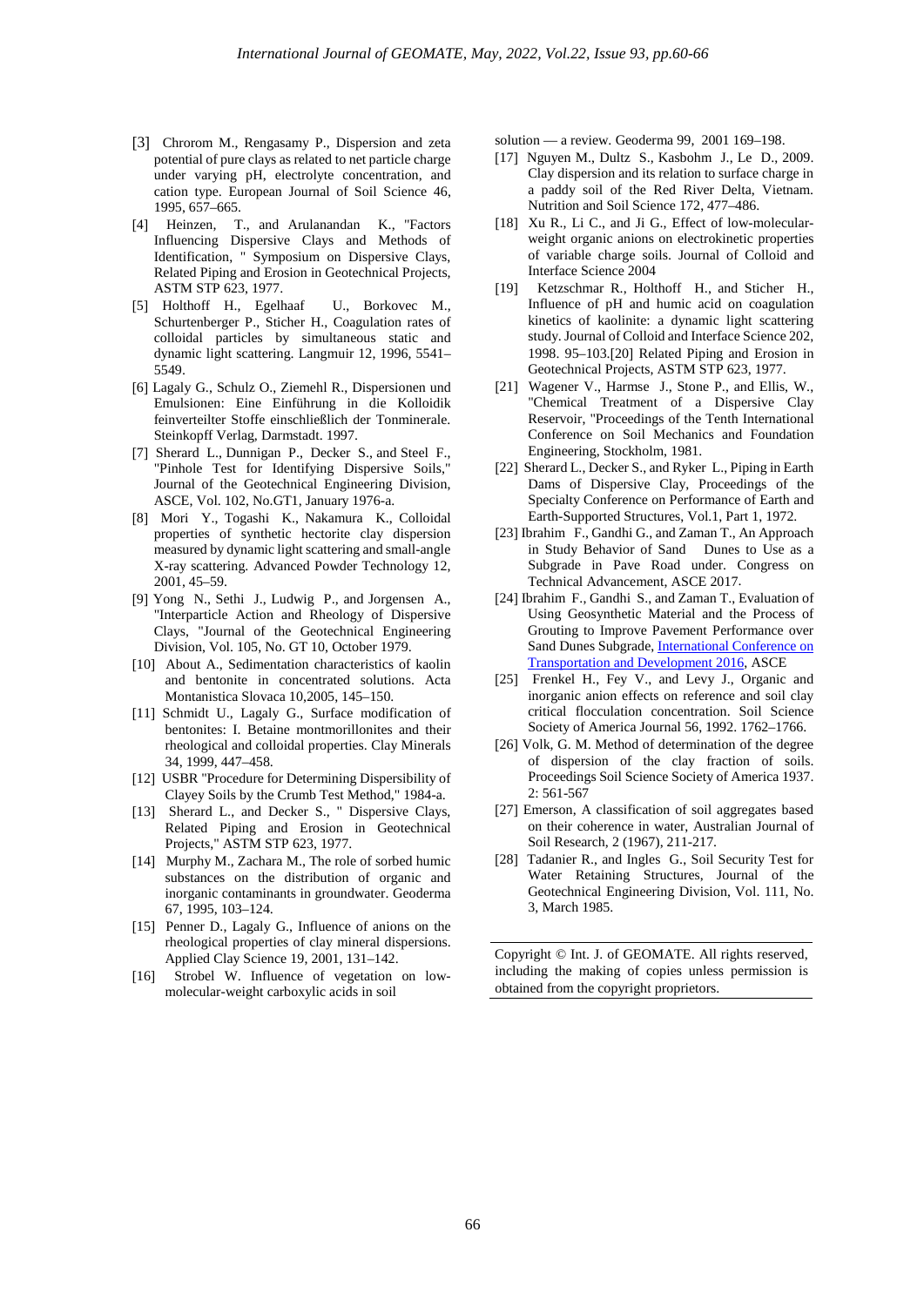[3] Chrorom M., Rengasamy P., Dispersion and zeta potential of pure clays as related to net particle charge under varying pH, electrolyte concentration, and cation type. European Journal of Soil Science 46, 1995, 657–665.

[4] Heinzen, T., and Arulanandan K., "Factors Influencing Dispersive Clays and Methods of Identification, " Symposium on Dispersive Clays, Related Piping and Erosion in Geotechnical Projects, ASTM STP 623, 1977.

[5] Holthoff H., Egelhaaf U., Borkovec M., Schurtenberger P., Sticher H., Coagulation rates of colloidal particles by simultaneous static and dynamic light scattering. Langmuir 12, 1996, 5541–5549.

[6] Lagaly G., Schulz O., Ziemehl R., Dispersionen und Emulsionen: Eine Einführung in die Kolloidik feinverteilter Stoffe einschließlich der Tonminerale. Steinkopff Verlag, Darmstadt. 1997.

[7] Sherard L., Dunnigan P., Decker S., and Steel F., "Pinhole Test for Identifying Dispersive Soils," Journal of the Geotechnical Engineering Division, ASCE, Vol. 102, No.GT1, January 1976-a.

[8] Mori Y., Togashi K., Nakamura K., Colloidal properties of synthetic hectorite clay dispersion measured by dynamic light scattering and small-angle X-ray scattering. Advanced Powder Technology 12, 2001, 45–59.

[9] Yong N., Sethi J., Ludwig P., and Jorgensen A., "Interparticle Action and Rheology of Dispersive Clays, "Journal of the Geotechnical Engineering Division, Vol. 105, No. GT 10, October 1979.

[10] About A., Sedimentation characteristics of kaolin and bentonite in concentrated solutions. Acta Montanistica Slovaca 10,2005, 145–150.

[11] Schmidt U., Lagaly G., Surface modification of bentonites: I. Betaine montmorillonites and their rheological and colloidal properties. Clay Minerals 34, 1999, 447–458.

[12] USBR "Procedure for Determining Dispersibility of Clayey Soils by the Crumb Test Method," 1984-a.

[13] Sherard L., and Decker S., " Dispersive Clays, Related Piping and Erosion in Geotechnical Projects," ASTM STP 623, 1977.

[14] Murphy M., Zachara M., The role of sorbed humic substances on the distribution of organic and inorganic contaminants in groundwater. Geoderma 67, 1995, 103–124.

[15] Penner D., Lagaly G., Influence of anions on the rheological properties of clay mineral dispersions. Applied Clay Science 19, 2001, 131–142.

[16] Strobel W. Influence of vegetation on low-molecular-weight carboxylic acids in soil solution — a review. Geoderma 99, 2001 169–198.

[17] Nguyen M., Dultz S., Kasbohm J., Le D., 2009. Clay dispersion and its relation to surface charge in a paddy soil of the Red River Delta, Vietnam. Nutrition and Soil Science 172, 477–486.

[18] Xu R., Li C., and Ji G., Effect of low-molecular-weight organic anions on electrokinetic properties of variable charge soils. Journal of Colloid and Interface Science 2004

[19] Ketzschmar R., Holthoff H., and Sticher H., Influence of pH and humic acid on coagulation kinetics of kaolinite: a dynamic light scattering study. Journal of Colloid and Interface Science 202, 1998. 95–103.[20] Related Piping and Erosion in Geotechnical Projects, ASTM STP 623, 1977.

[21] Wagener V., Harmse J., Stone P., and Ellis, W., "Chemical Treatment of a Dispersive Clay Reservoir, "Proceedings of the Tenth International Conference on Soil Mechanics and Foundation Engineering, Stockholm, 1981.

[22] Sherard L., Decker S., and Ryker L., Piping in Earth Dams of Dispersive Clay, Proceedings of the Specialty Conference on Performance of Earth and Earth-Supported Structures, Vol.1, Part 1, 1972.

[23] Ibrahim F., Gandhi G., and Zaman T., An Approach in Study Behavior of Sand Dunes to Use as a Subgrade in Pave Road under. Congress on Technical Advancement, ASCE 2017.

[24] Ibrahim F., Gandhi S., and Zaman T., Evaluation of Using Geosynthetic Material and the Process of Grouting to Improve Pavement Performance over Sand Dunes Subgrade, International Conference on Transportation and Development 2016, ASCE

[25] Frenkel H., Fey V., and Levy J., Organic and inorganic anion effects on reference and soil clay critical flocculation concentration. Soil Science Society of America Journal 56, 1992. 1762–1766.

[26] Volk, G. M. Method of determination of the degree of dispersion of the clay fraction of soils. Proceedings Soil Science Society of America 1937. 2: 561-567

[27] Emerson, A classification of soil aggregates based on their coherence in water, Australian Journal of Soil Research, 2 (1967), 211-217.

[28] Tadanier R., and Ingles G., Soil Security Test for Water Retaining Structures, Journal of the Geotechnical Engineering Division, Vol. 111, No. 3, March 1985.

---

Copyright © Int. J. of GEOMATE. All rights reserved, including the making of copies unless permission is obtained from the copyright proprietors.